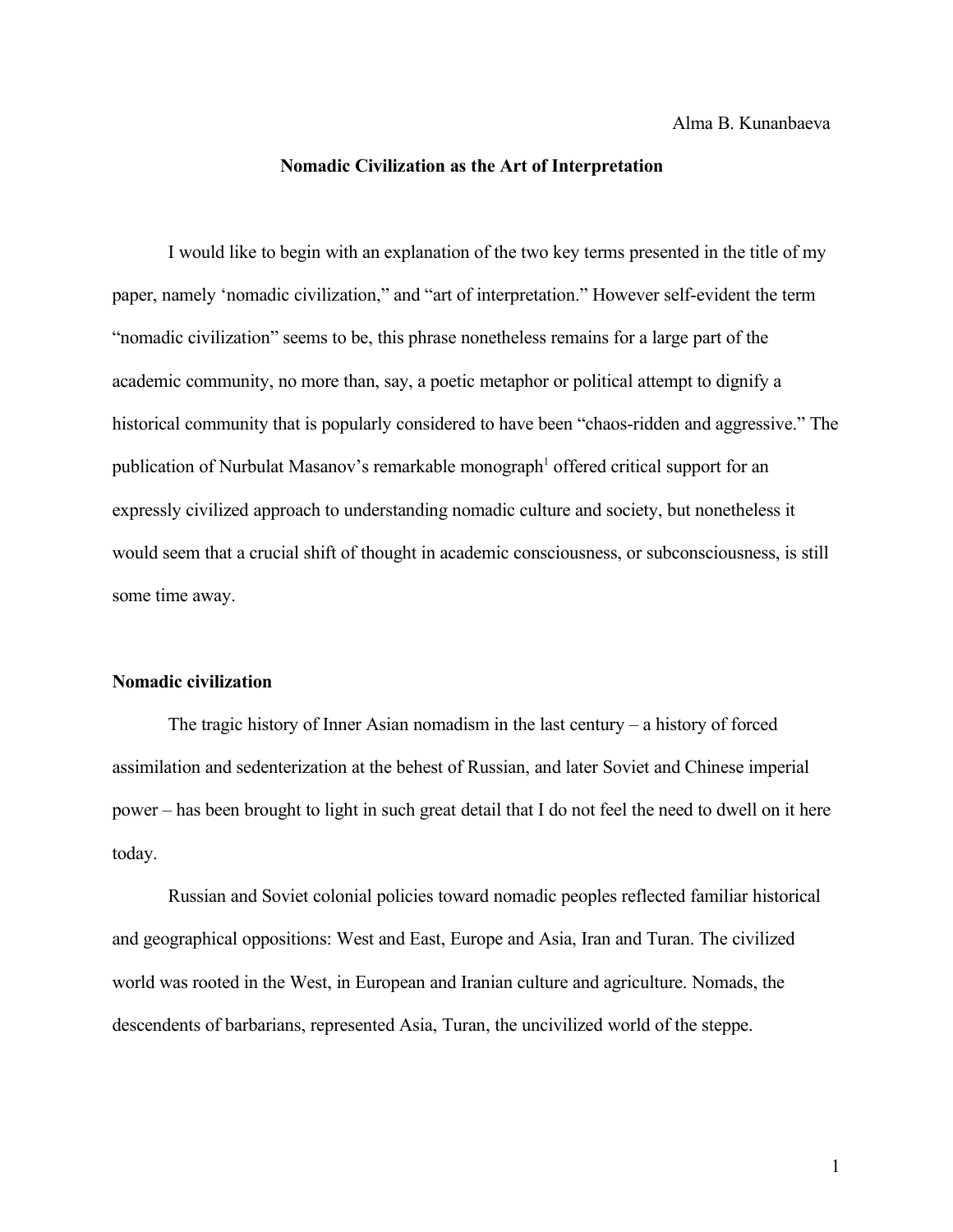Alma B. Kunanbaeva

# Nomadic Civilization as the Art of Interpretation

I would like to begin with an explanation of the two key terms presented in the title of my paper, namely ‘nomadic civilization,” and “art of interpretation.” However self-evident the term “nomadic civilization” seems to be, this phrase nonetheless remains for a large part of the academic community, no more than, say, a poetic metaphor or political attempt to dignify a historical community that is popularly considered to have been “chaos-ridden and aggressive.” The publication of Nurbulat Masanov’s remarkable monograph[1] offered critical support for an expressly civilized approach to understanding nomadic culture and society, but nonetheless it would seem that a crucial shift of thought in academic consciousness, or subconsciousness, is still some time away.

## Nomadic civilization

The tragic history of Inner Asian nomadism in the last century – a history of forced assimilation and sedenterization at the behest of Russian, and later Soviet and Chinese imperial power – has been brought to light in such great detail that I do not feel the need to dwell on it here today.

Russian and Soviet colonial policies toward nomadic peoples reflected familiar historical and geographical oppositions: West and East, Europe and Asia, Iran and Turan. The civilized world was rooted in the West, in European and Iranian culture and agriculture. Nomads, the descendents of barbarians, represented Asia, Turan, the uncivilized world of the steppe.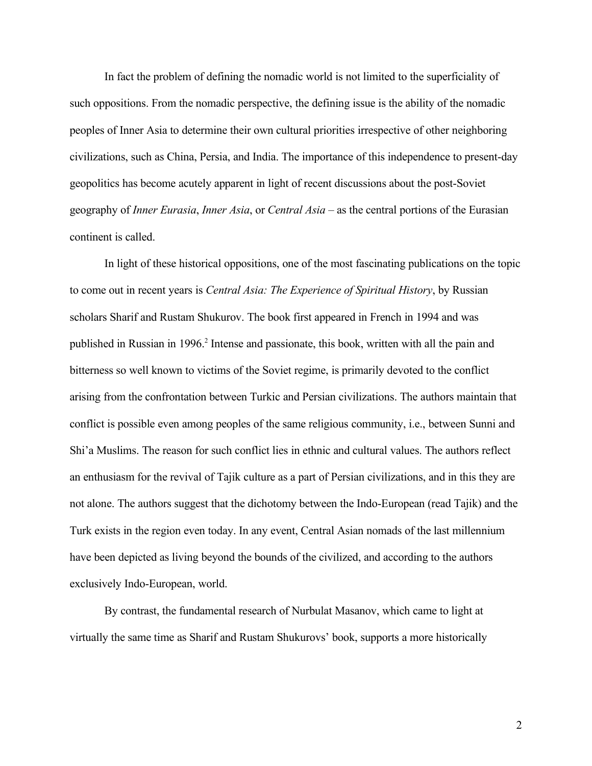In fact the problem of defining the nomadic world is not limited to the superficiality of such oppositions. From the nomadic perspective, the defining issue is the ability of the nomadic peoples of Inner Asia to determine their own cultural priorities irrespective of other neighboring civilizations, such as China, Persia, and India. The importance of this independence to present-day geopolitics has become acutely apparent in light of recent discussions about the post-Soviet geography of *Inner Eurasia*, *Inner Asia*, or *Central Asia* – as the central portions of the Eurasian continent is called.

In light of these historical oppositions, one of the most fascinating publications on the topic to come out in recent years is *Central Asia: The Experience of Spiritual History*, by Russian scholars Sharif and Rustam Shukurov. The book first appeared in French in 1994 and was published in Russian in 1996.[2] Intense and passionate, this book, written with all the pain and bitterness so well known to victims of the Soviet regime, is primarily devoted to the conflict arising from the confrontation between Turkic and Persian civilizations. The authors maintain that conflict is possible even among peoples of the same religious community, i.e., between Sunni and Shi'a Muslims. The reason for such conflict lies in ethnic and cultural values. The authors reflect an enthusiasm for the revival of Tajik culture as a part of Persian civilizations, and in this they are not alone. The authors suggest that the dichotomy between the Indo-European (read Tajik) and the Turk exists in the region even today. In any event, Central Asian nomads of the last millennium have been depicted as living beyond the bounds of the civilized, and according to the authors exclusively Indo-European, world.

By contrast, the fundamental research of Nurbulat Masanov, which came to light at virtually the same time as Sharif and Rustam Shukurovs' book, supports a more historically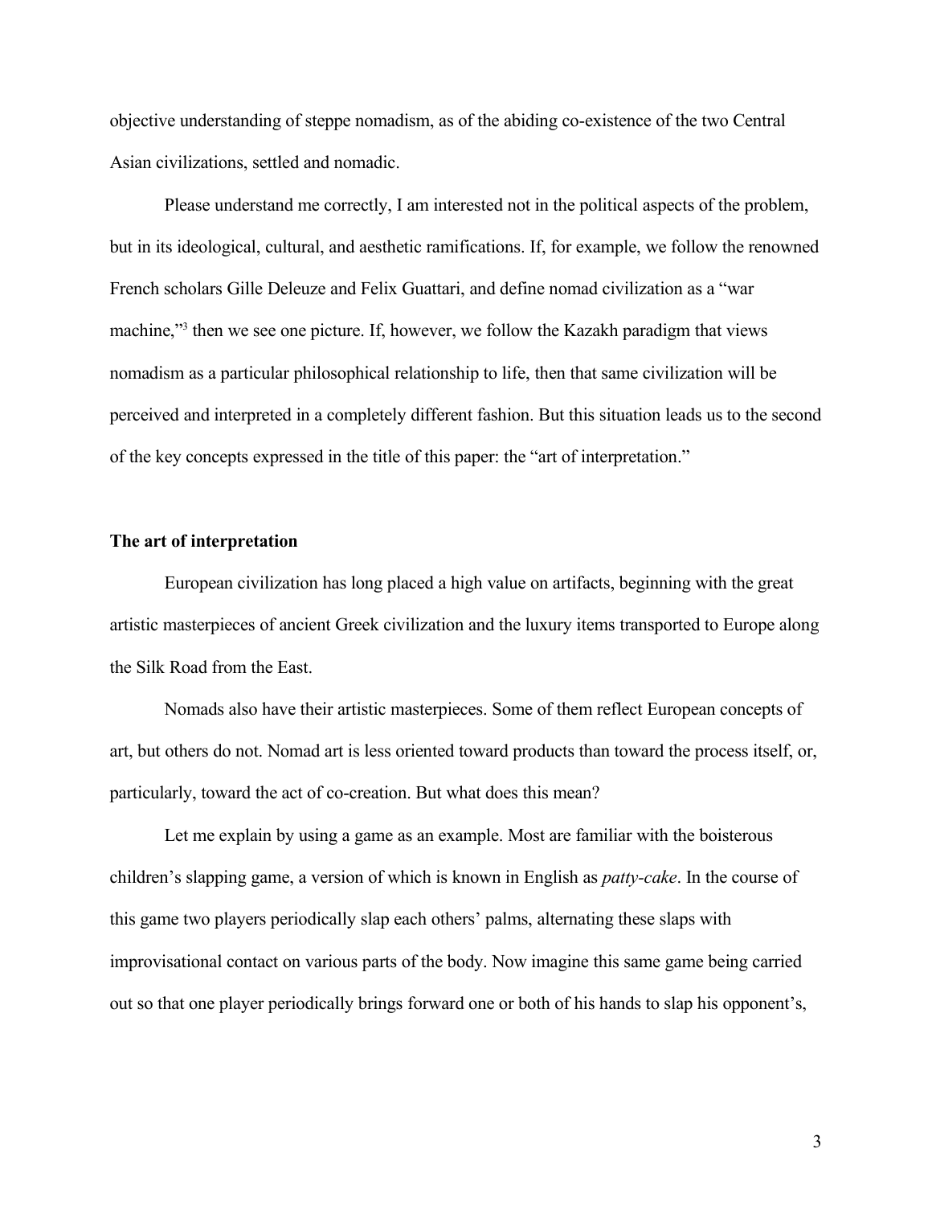objective understanding of steppe nomadism, as of the abiding co-existence of the two Central Asian civilizations, settled and nomadic.

Please understand me correctly, I am interested not in the political aspects of the problem, but in its ideological, cultural, and aesthetic ramifications. If, for example, we follow the renowned French scholars Gille Deleuze and Felix Guattari, and define nomad civilization as a "war machine,"[3] then we see one picture. If, however, we follow the Kazakh paradigm that views nomadism as a particular philosophical relationship to life, then that same civilization will be perceived and interpreted in a completely different fashion. But this situation leads us to the second of the key concepts expressed in the title of this paper: the "art of interpretation."

## The art of interpretation

European civilization has long placed a high value on artifacts, beginning with the great artistic masterpieces of ancient Greek civilization and the luxury items transported to Europe along the Silk Road from the East.

Nomads also have their artistic masterpieces. Some of them reflect European concepts of art, but others do not. Nomad art is less oriented toward products than toward the process itself, or, particularly, toward the act of co-creation. But what does this mean?

Let me explain by using a game as an example. Most are familiar with the boisterous children's slapping game, a version of which is known in English as *patty-cake*. In the course of this game two players periodically slap each others' palms, alternating these slaps with improvisational contact on various parts of the body. Now imagine this same game being carried out so that one player periodically brings forward one or both of his hands to slap his opponent's,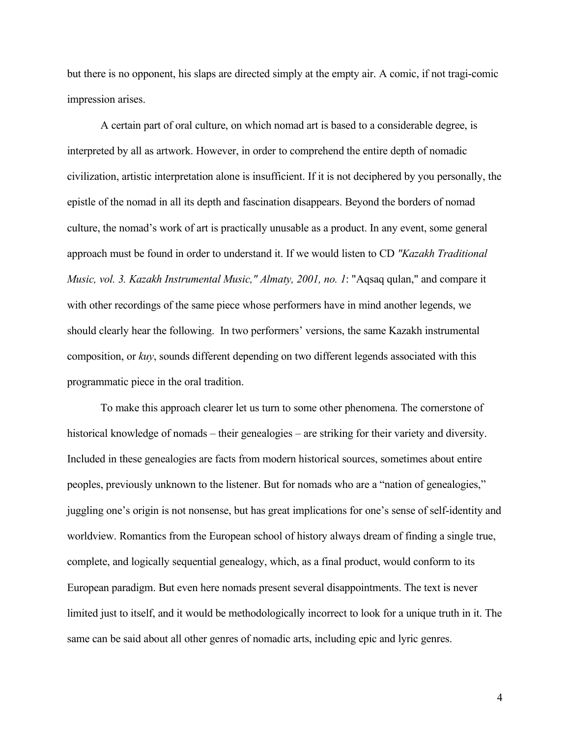but there is no opponent, his slaps are directed simply at the empty air. A comic, if not tragi-comic impression arises.

A certain part of oral culture, on which nomad art is based to a considerable degree, is interpreted by all as artwork. However, in order to comprehend the entire depth of nomadic civilization, artistic interpretation alone is insufficient. If it is not deciphered by you personally, the epistle of the nomad in all its depth and fascination disappears. Beyond the borders of nomad culture, the nomad's work of art is practically unusable as a product. In any event, some general approach must be found in order to understand it. If we would listen to CD *"Kazakh Traditional Music, vol. 3. Kazakh Instrumental Music," Almaty, 2001, no. 1*: "Aqsaq qulan," and compare it with other recordings of the same piece whose performers have in mind another legends, we should clearly hear the following. In two performers' versions, the same Kazakh instrumental composition, or *kuy*, sounds different depending on two different legends associated with this programmatic piece in the oral tradition.

To make this approach clearer let us turn to some other phenomena. The cornerstone of historical knowledge of nomads – their genealogies – are striking for their variety and diversity. Included in these genealogies are facts from modern historical sources, sometimes about entire peoples, previously unknown to the listener. But for nomads who are a "nation of genealogies," juggling one's origin is not nonsense, but has great implications for one's sense of self-identity and worldview. Romantics from the European school of history always dream of finding a single true, complete, and logically sequential genealogy, which, as a final product, would conform to its European paradigm. But even here nomads present several disappointments. The text is never limited just to itself, and it would be methodologically incorrect to look for a unique truth in it. The same can be said about all other genres of nomadic arts, including epic and lyric genres.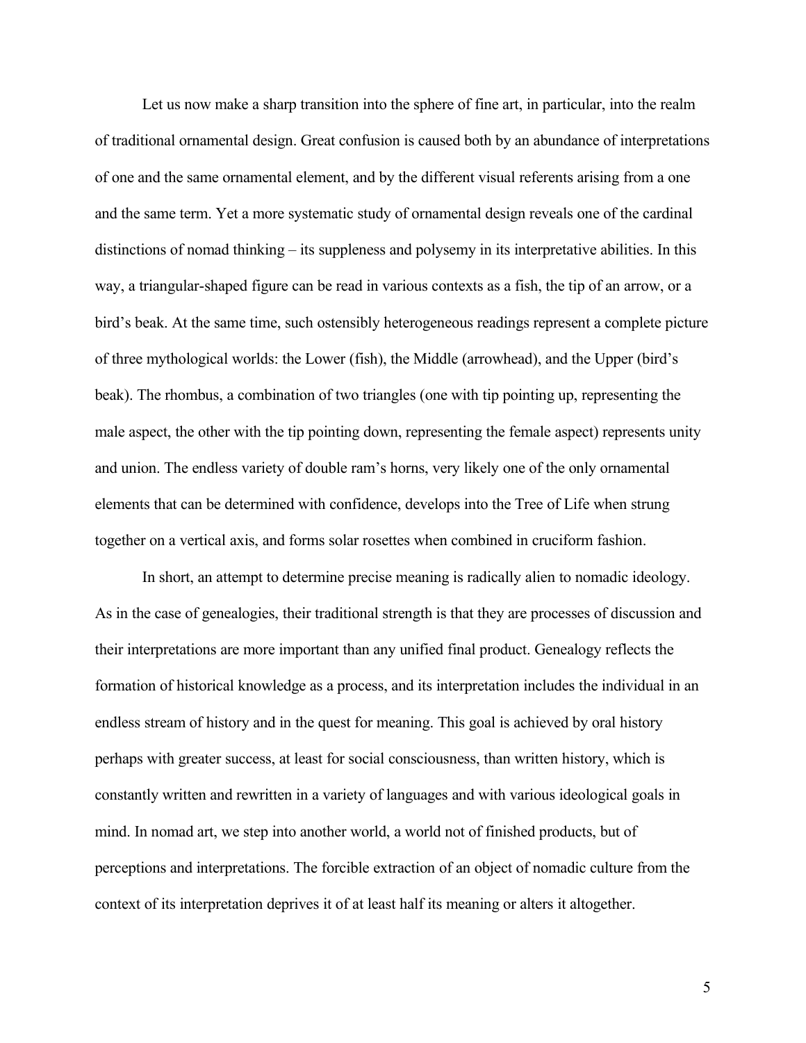Let us now make a sharp transition into the sphere of fine art, in particular, into the realm of traditional ornamental design. Great confusion is caused both by an abundance of interpretations of one and the same ornamental element, and by the different visual referents arising from a one and the same term. Yet a more systematic study of ornamental design reveals one of the cardinal distinctions of nomad thinking – its suppleness and polysemy in its interpretative abilities. In this way, a triangular-shaped figure can be read in various contexts as a fish, the tip of an arrow, or a bird's beak. At the same time, such ostensibly heterogeneous readings represent a complete picture of three mythological worlds: the Lower (fish), the Middle (arrowhead), and the Upper (bird's beak). The rhombus, a combination of two triangles (one with tip pointing up, representing the male aspect, the other with the tip pointing down, representing the female aspect) represents unity and union. The endless variety of double ram's horns, very likely one of the only ornamental elements that can be determined with confidence, develops into the Tree of Life when strung together on a vertical axis, and forms solar rosettes when combined in cruciform fashion.

In short, an attempt to determine precise meaning is radically alien to nomadic ideology. As in the case of genealogies, their traditional strength is that they are processes of discussion and their interpretations are more important than any unified final product. Genealogy reflects the formation of historical knowledge as a process, and its interpretation includes the individual in an endless stream of history and in the quest for meaning. This goal is achieved by oral history perhaps with greater success, at least for social consciousness, than written history, which is constantly written and rewritten in a variety of languages and with various ideological goals in mind. In nomad art, we step into another world, a world not of finished products, but of perceptions and interpretations. The forcible extraction of an object of nomadic culture from the context of its interpretation deprives it of at least half its meaning or alters it altogether.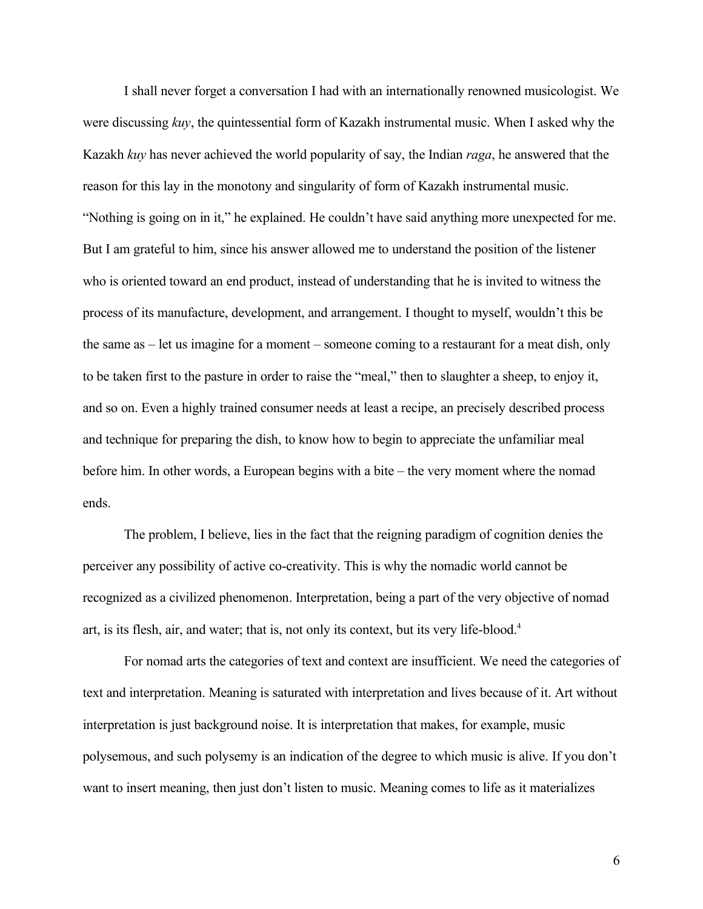I shall never forget a conversation I had with an internationally renowned musicologist. We were discussing *kuy*, the quintessential form of Kazakh instrumental music. When I asked why the Kazakh *kuy* has never achieved the world popularity of say, the Indian *raga*, he answered that the reason for this lay in the monotony and singularity of form of Kazakh instrumental music. "Nothing is going on in it," he explained. He couldn't have said anything more unexpected for me. But I am grateful to him, since his answer allowed me to understand the position of the listener who is oriented toward an end product, instead of understanding that he is invited to witness the process of its manufacture, development, and arrangement. I thought to myself, wouldn't this be the same as – let us imagine for a moment – someone coming to a restaurant for a meat dish, only to be taken first to the pasture in order to raise the "meal," then to slaughter a sheep, to enjoy it, and so on. Even a highly trained consumer needs at least a recipe, an precisely described process and technique for preparing the dish, to know how to begin to appreciate the unfamiliar meal before him. In other words, a European begins with a bite – the very moment where the nomad ends.

The problem, I believe, lies in the fact that the reigning paradigm of cognition denies the perceiver any possibility of active co-creativity. This is why the nomadic world cannot be recognized as a civilized phenomenon. Interpretation, being a part of the very objective of nomad art, is its flesh, air, and water; that is, not only its context, but its very life-blood.[4]

For nomad arts the categories of text and context are insufficient. We need the categories of text and interpretation. Meaning is saturated with interpretation and lives because of it. Art without interpretation is just background noise. It is interpretation that makes, for example, music polysemous, and such polysemy is an indication of the degree to which music is alive. If you don't want to insert meaning, then just don't listen to music. Meaning comes to life as it materializes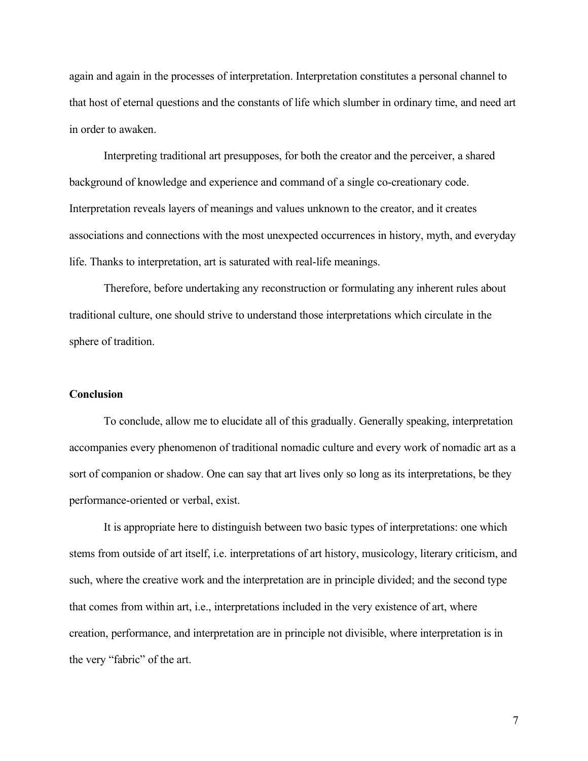again and again in the processes of interpretation. Interpretation constitutes a personal channel to that host of eternal questions and the constants of life which slumber in ordinary time, and need art in order to awaken.

Interpreting traditional art presupposes, for both the creator and the perceiver, a shared background of knowledge and experience and command of a single co-creationary code. Interpretation reveals layers of meanings and values unknown to the creator, and it creates associations and connections with the most unexpected occurrences in history, myth, and everyday life. Thanks to interpretation, art is saturated with real-life meanings.

Therefore, before undertaking any reconstruction or formulating any inherent rules about traditional culture, one should strive to understand those interpretations which circulate in the sphere of tradition.

**Conclusion**

To conclude, allow me to elucidate all of this gradually. Generally speaking, interpretation accompanies every phenomenon of traditional nomadic culture and every work of nomadic art as a sort of companion or shadow. One can say that art lives only so long as its interpretations, be they performance-oriented or verbal, exist.

It is appropriate here to distinguish between two basic types of interpretations: one which stems from outside of art itself, i.e. interpretations of art history, musicology, literary criticism, and such, where the creative work and the interpretation are in principle divided; and the second type that comes from within art, i.e., interpretations included in the very existence of art, where creation, performance, and interpretation are in principle not divisible, where interpretation is in the very "fabric" of the art.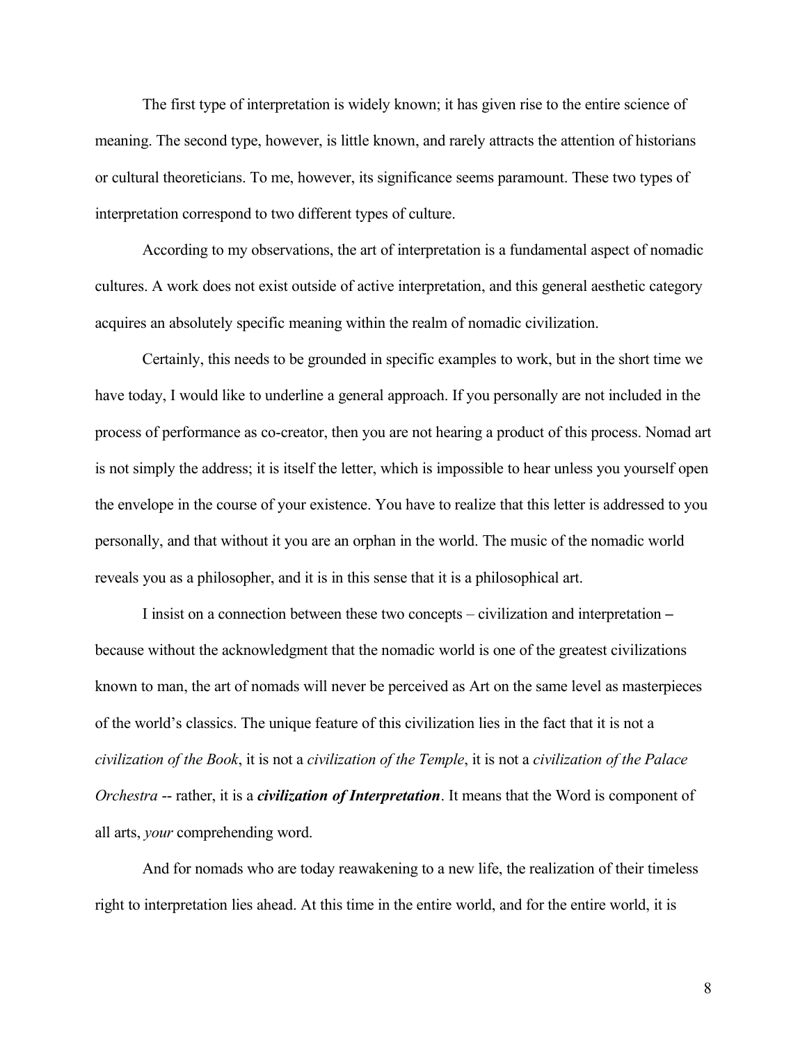The first type of interpretation is widely known; it has given rise to the entire science of meaning. The second type, however, is little known, and rarely attracts the attention of historians or cultural theoreticians. To me, however, its significance seems paramount. These two types of interpretation correspond to two different types of culture.

According to my observations, the art of interpretation is a fundamental aspect of nomadic cultures. A work does not exist outside of active interpretation, and this general aesthetic category acquires an absolutely specific meaning within the realm of nomadic civilization.

Certainly, this needs to be grounded in specific examples to work, but in the short time we have today, I would like to underline a general approach. If you personally are not included in the process of performance as co-creator, then you are not hearing a product of this process. Nomad art is not simply the address; it is itself the letter, which is impossible to hear unless you yourself open the envelope in the course of your existence. You have to realize that this letter is addressed to you personally, and that without it you are an orphan in the world. The music of the nomadic world reveals you as a philosopher, and it is in this sense that it is a philosophical art.

I insist on a connection between these two concepts – civilization and interpretation – because without the acknowledgment that the nomadic world is one of the greatest civilizations known to man, the art of nomads will never be perceived as Art on the same level as masterpieces of the world's classics. The unique feature of this civilization lies in the fact that it is not a *civilization of the Book*, it is not a *civilization of the Temple*, it is not a *civilization of the Palace Orchestra* -- rather, it is a ***civilization of Interpretation***. It means that the Word is component of all arts, *your* comprehending word.

And for nomads who are today reawakening to a new life, the realization of their timeless right to interpretation lies ahead. At this time in the entire world, and for the entire world, it is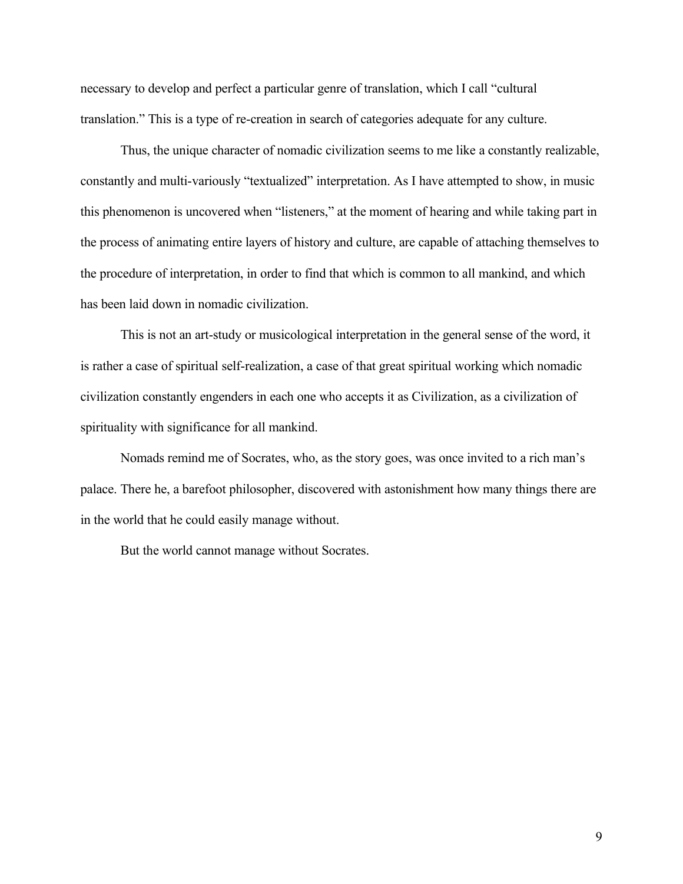necessary to develop and perfect a particular genre of translation, which I call "cultural translation." This is a type of re-creation in search of categories adequate for any culture.

Thus, the unique character of nomadic civilization seems to me like a constantly realizable, constantly and multi-variously "textualized" interpretation. As I have attempted to show, in music this phenomenon is uncovered when "listeners," at the moment of hearing and while taking part in the process of animating entire layers of history and culture, are capable of attaching themselves to the procedure of interpretation, in order to find that which is common to all mankind, and which has been laid down in nomadic civilization.

This is not an art-study or musicological interpretation in the general sense of the word, it is rather a case of spiritual self-realization, a case of that great spiritual working which nomadic civilization constantly engenders in each one who accepts it as Civilization, as a civilization of spirituality with significance for all mankind.

Nomads remind me of Socrates, who, as the story goes, was once invited to a rich man's palace. There he, a barefoot philosopher, discovered with astonishment how many things there are in the world that he could easily manage without.

But the world cannot manage without Socrates.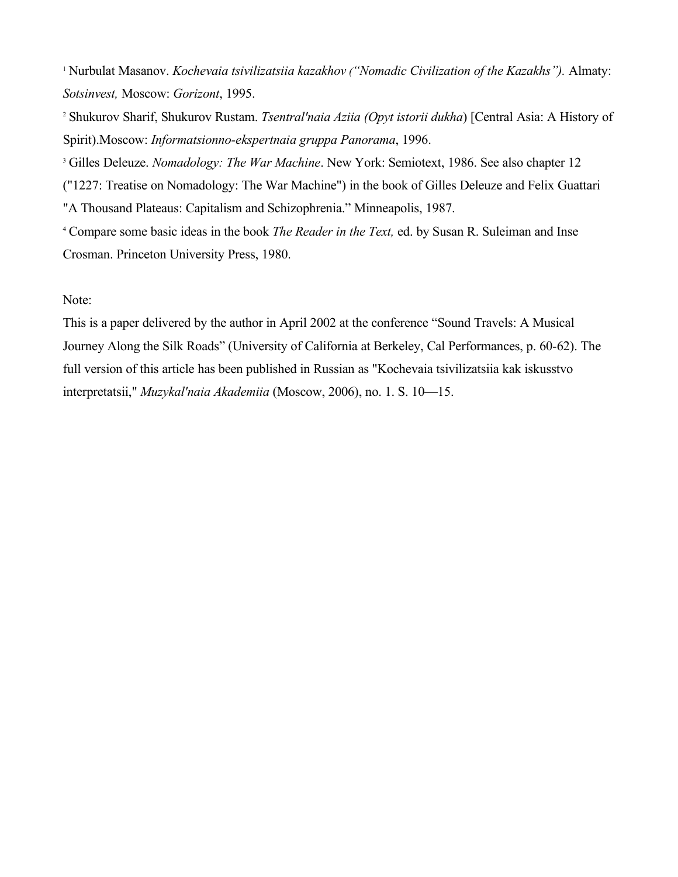[1] Nurbulat Masanov. *Kochevaia tsivilizatsiia kazakhov (“Nomadic Civilization of the Kazakhs”).* Almaty: *Sotsinvest,* Moscow: *Gorizont*, 1995.

[2] Shukurov Sharif, Shukurov Rustam. *Tsentral'naia Aziia (Opyt istorii dukha*) [Central Asia: A History of Spirit).Moscow: *Informatsionno-ekspertnaia gruppa Panorama*, 1996.

[3] Gilles Deleuze. *Nomadology: The War Machine*. New York: Semiotext, 1986. See also chapter 12 ("1227: Treatise on Nomadology: The War Machine") in the book of Gilles Deleuze and Felix Guattari "A Thousand Plateaus: Capitalism and Schizophrenia.” Minneapolis, 1987.

[4] Compare some basic ideas in the book *The Reader in the Text,* ed. by Susan R. Suleiman and Inse Crosman. Princeton University Press, 1980.

Note:

This is a paper delivered by the author in April 2002 at the conference “Sound Travels: A Musical Journey Along the Silk Roads” (University of California at Berkeley, Cal Performances, p. 60-62). The full version of this article has been published in Russian as "Kochevaia tsivilizatsiia kak iskusstvo interpretatsii," *Muzykal'naia Akademiia* (Moscow, 2006), no. 1. S. 10—15.